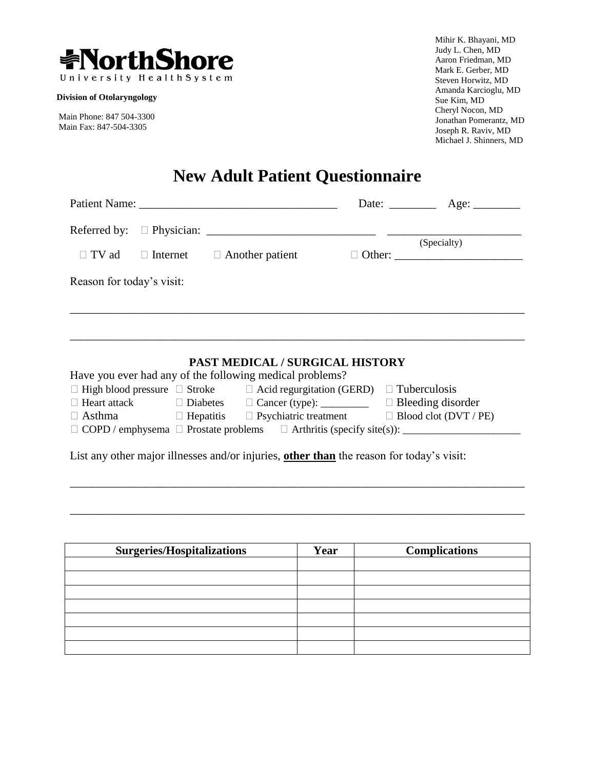**NorthShore**
University HealthSystem

**Division of Otolaryngology**

Main Phone: 847 504-3300
Main Fax: 847-504-3305

Mihir K. Bhayani, MD
Judy L. Chen, MD
Aaron Friedman, MD
Mark E. Gerber, MD
Steven Horwitz, MD
Amanda Karcioglu, MD
Sue Kim, MD
Cheryl Nocon, MD
Jonathan Pomerantz, MD
Joseph R. Raviv, MD
Michael J. Shinners, MD

# New Adult Patient Questionnaire

Patient Name: _________________________________ Date: ________ Age: ________

Referred by: ☐ Physician: ____________________________ ______________________ (Specialty)

☐ TV ad ☐ Internet ☐ Another patient ☐ Other: ______________________

Reason for today's visit:

______________________________________________________________________________

______________________________________________________________________________

## PAST MEDICAL / SURGICAL HISTORY

Have you ever had any of the following medical problems?

☐ High blood pressure ☐ Stroke ☐ Acid regurgitation (GERD) ☐ Tuberculosis
☐ Heart attack ☐ Diabetes ☐ Cancer (type): _________ ☐ Bleeding disorder
☐ Asthma ☐ Hepatitis ☐ Psychiatric treatment ☐ Blood clot (DVT / PE)
☐ COPD / emphysema ☐ Prostate problems ☐ Arthritis (specify site(s)): ______________________

List any other major illnesses and/or injuries, **other than** the reason for today's visit:

______________________________________________________________________________

______________________________________________________________________________

| Surgeries/Hospitalizations | Year | Complications |
|---|---|---|
| | | |
| | | |
| | | |
| | | |
| | | |
| | | |
| | | |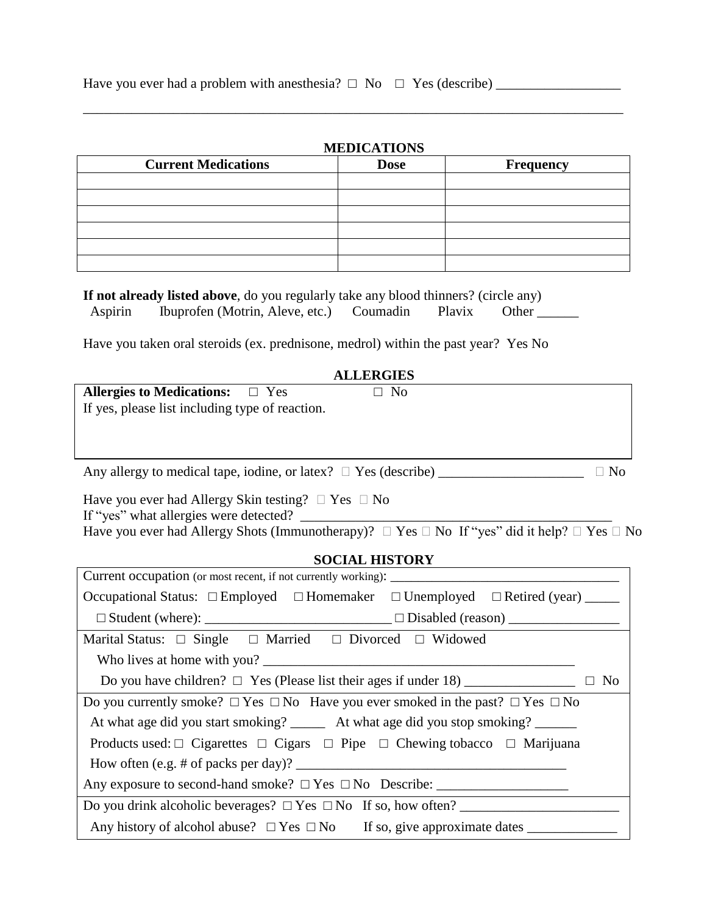Have you ever had a problem with anesthesia? □ No □ Yes (describe) ___________________

_________________________________________________________________________________

## MEDICATIONS

| Current Medications | Dose | Frequency |
|---|---|---|
| | | |
| | | |
| | | |
| | | |
| | | |
| | | |

**If not already listed above**, do you regularly take any blood thinners? (circle any)
Aspirin   Ibuprofen (Motrin, Aleve, etc.)   Coumadin   Plavix   Other ______

Have you taken oral steroids (ex. prednisone, medrol) within the past year? Yes No

## ALLERGIES

**Allergies to Medications:** □ Yes □ No
If yes, please list including type of reaction.

Any allergy to medical tape, iodine, or latex? □ Yes (describe) ______________________ □ No

Have you ever had Allergy Skin testing? □ Yes □ No
If "yes" what allergies were detected? ______________________________________________
Have you ever had Allergy Shots (Immunotherapy)? □ Yes □ No If "yes" did it help? □ Yes □ No

## SOCIAL HISTORY

Current occupation (or most recent, if not currently working): __________________________________

Occupational Status: □ Employed □ Homemaker □ Unemployed □ Retired (year) _____

□ Student (where): ___________________________ □ Disabled (reason) ________________

Marital Status: □ Single □ Married □ Divorced □ Widowed

Who lives at home with you? ______________________________________________

Do you have children? □ Yes (Please list their ages if under 18) ________________ □ No

Do you currently smoke? □ Yes □ No Have you ever smoked in the past? □ Yes □ No

At what age did you start smoking? _____ At what age did you stop smoking? ______

Products used: □ Cigarettes □ Cigars □ Pipe □ Chewing tobacco □ Marijuana

How often (e.g. # of packs per day)? ________________________________________

Any exposure to second-hand smoke? □ Yes □ No Describe: ___________________

Do you drink alcoholic beverages? □ Yes □ No If so, how often? _______________________

Any history of alcohol abuse? □ Yes □ No If so, give approximate dates _____________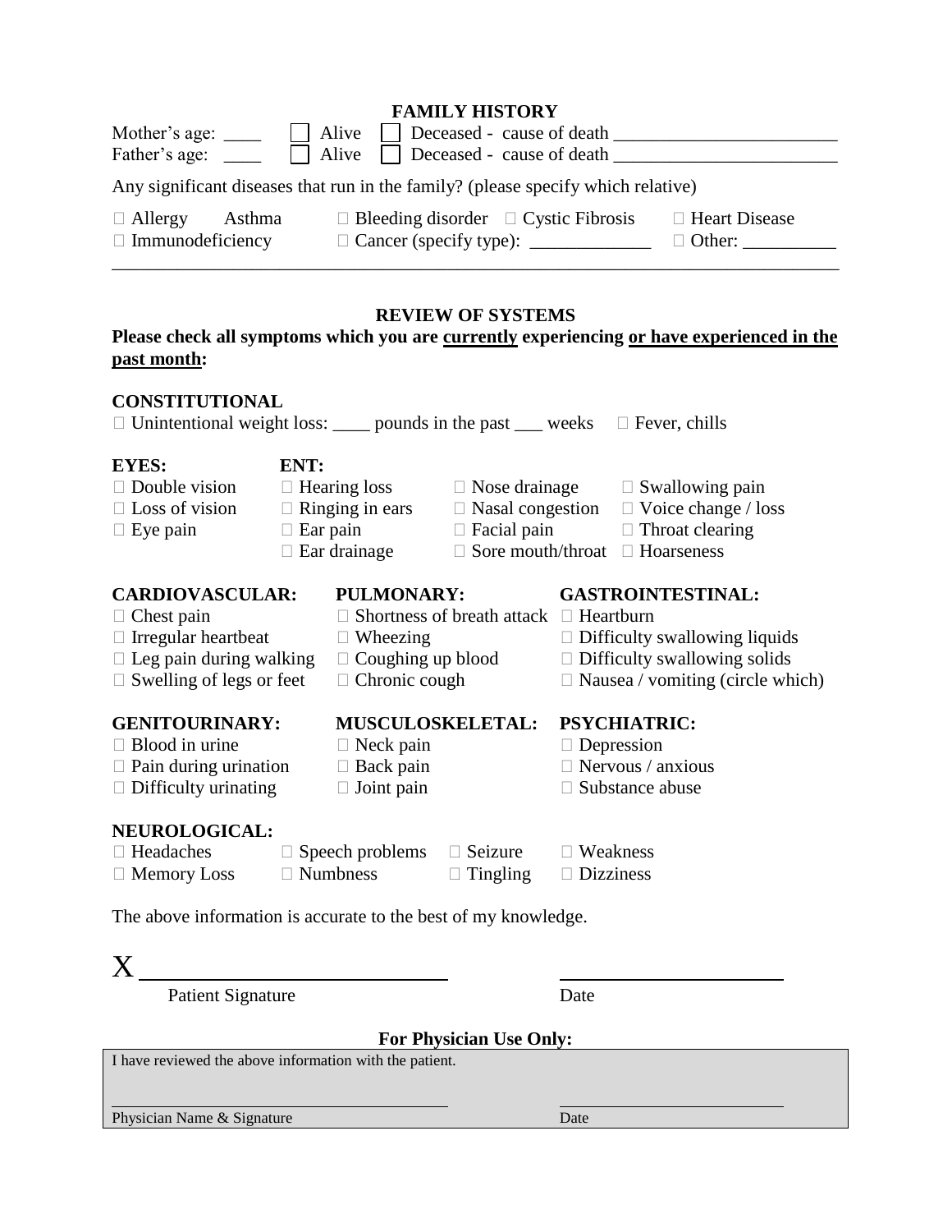## FAMILY HISTORY

Mother's age: ____ ☐ Alive ☐ Deceased - cause of death ________________________

Father's age: ____ ☐ Alive ☐ Deceased - cause of death ________________________

Any significant diseases that run in the family? (please specify which relative)

☐ Allergy Asthma ☐ Bleeding disorder ☐ Cystic Fibrosis ☐ Heart Disease

☐ Immunodeficiency ☐ Cancer (specify type): _____________ ☐ Other: __________

________________________________________________________________________________

## REVIEW OF SYSTEMS

**Please check all symptoms which you are <u>currently</u> experiencing <u>or have experienced in the past month</u>:**

### CONSTITUTIONAL

☐ Unintentional weight loss: ____ pounds in the past ___ weeks ☐ Fever, chills

### EYES:

☐ Double vision
☐ Loss of vision
☐ Eye pain

### ENT:

☐ Hearing loss
☐ Ringing in ears
☐ Ear pain
☐ Ear drainage
☐ Nose drainage
☐ Nasal congestion
☐ Facial pain
☐ Sore mouth/throat
☐ Swallowing pain
☐ Voice change / loss
☐ Throat clearing
☐ Hoarseness

### CARDIOVASCULAR:

☐ Chest pain
☐ Irregular heartbeat
☐ Leg pain during walking
☐ Swelling of legs or feet

### PULMONARY:

☐ Shortness of breath attack
☐ Wheezing
☐ Coughing up blood
☐ Chronic cough

### GASTROINTESTINAL:

☐ Heartburn
☐ Difficulty swallowing liquids
☐ Difficulty swallowing solids
☐ Nausea / vomiting (circle which)

### GENITOURINARY:

☐ Blood in urine
☐ Pain during urination
☐ Difficulty urinating

### MUSCULOSKELETAL:

☐ Neck pain
☐ Back pain
☐ Joint pain

### PSYCHIATRIC:

☐ Depression
☐ Nervous / anxious
☐ Substance abuse

### NEUROLOGICAL:

☐ Headaches
☐ Memory Loss
☐ Speech problems
☐ Numbness
☐ Seizure
☐ Tingling
☐ Weakness
☐ Dizziness

The above information is accurate to the best of my knowledge.

X ____________________________ ______________________

Patient Signature Date

**For Physician Use Only:**

I have reviewed the above information with the patient.

____________________________ ______________________

Physician Name & Signature Date